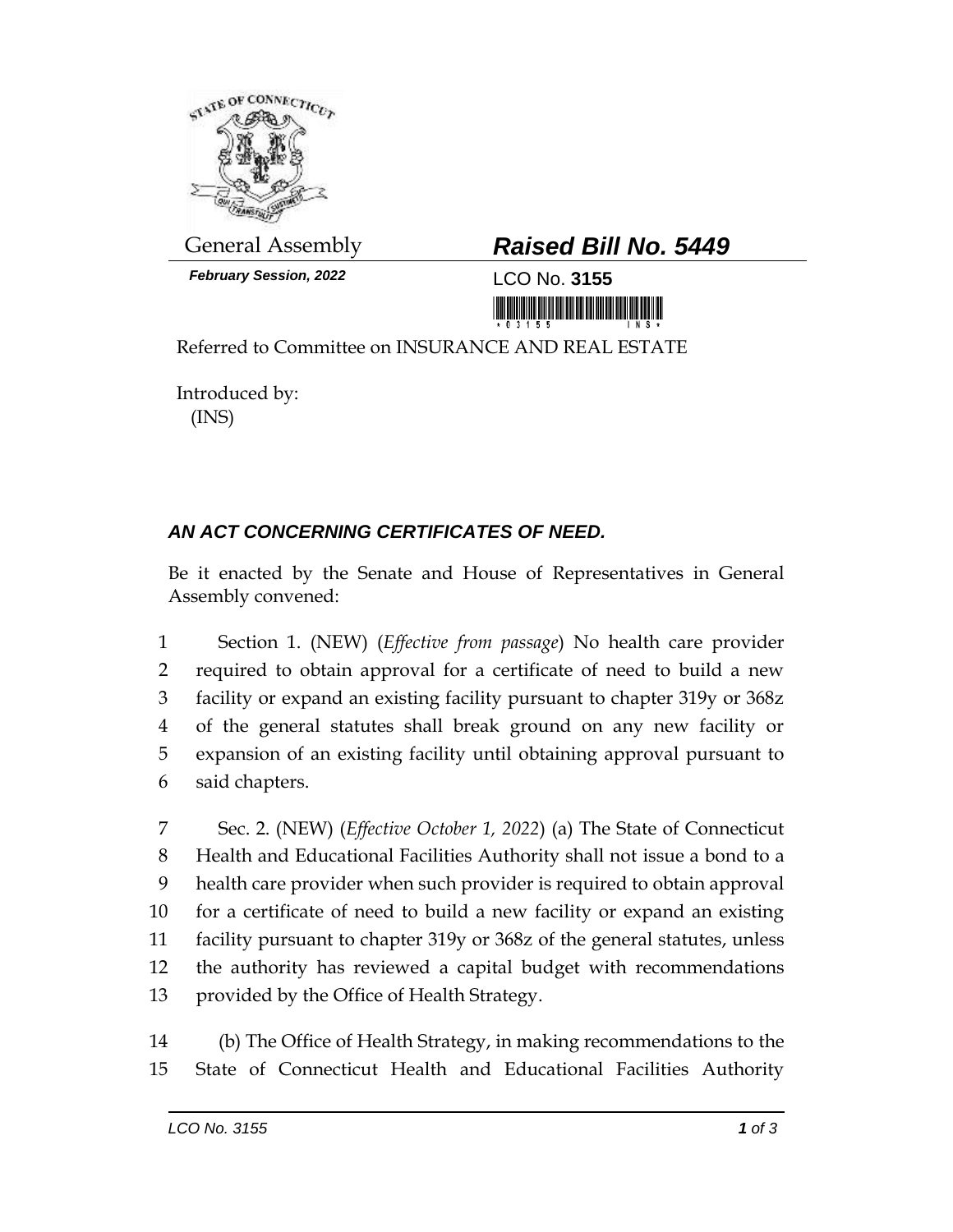General Assembly

**Raised Bill No. 5449**

*February Session, 2022*

LCO No. **3155**

Referred to Committee on INSURANCE AND REAL ESTATE

Introduced by:
(INS)

## *AN ACT CONCERNING CERTIFICATES OF NEED.*

Be it enacted by the Senate and House of Representatives in General Assembly convened:

1 Section 1. (NEW) (*Effective from passage*) No health care provider
2 required to obtain approval for a certificate of need to build a new
3 facility or expand an existing facility pursuant to chapter 319y or 368z
4 of the general statutes shall break ground on any new facility or
5 expansion of an existing facility until obtaining approval pursuant to
6 said chapters.

7 Sec. 2. (NEW) (*Effective October 1, 2022*) (a) The State of Connecticut
8 Health and Educational Facilities Authority shall not issue a bond to a
9 health care provider when such provider is required to obtain approval
10 for a certificate of need to build a new facility or expand an existing
11 facility pursuant to chapter 319y or 368z of the general statutes, unless
12 the authority has reviewed a capital budget with recommendations
13 provided by the Office of Health Strategy.

14 (b) The Office of Health Strategy, in making recommendations to the
15 State of Connecticut Health and Educational Facilities Authority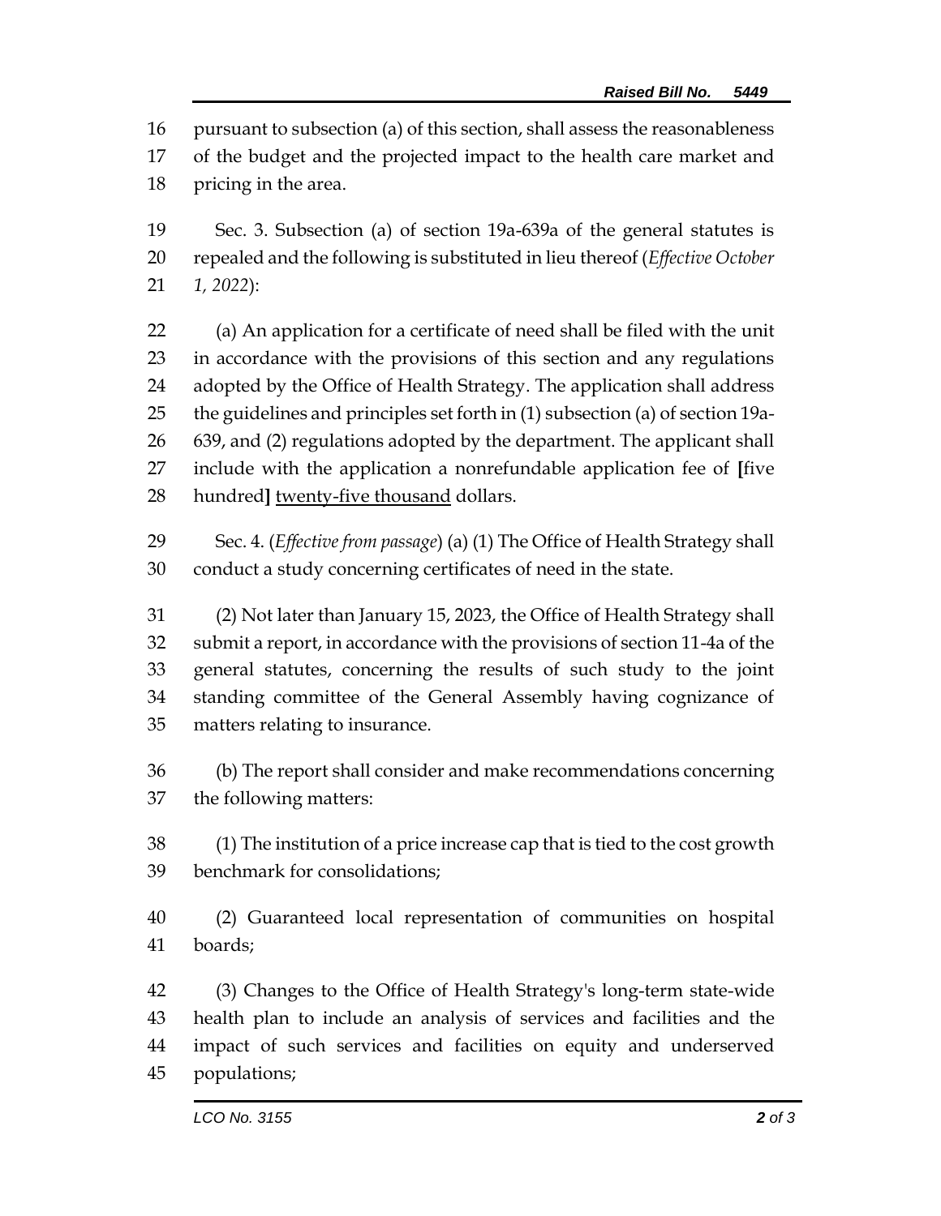pursuant to subsection (a) of this section, shall assess the reasonableness of the budget and the projected impact to the health care market and pricing in the area.

Sec. 3. Subsection (a) of section 19a-639a of the general statutes is repealed and the following is substituted in lieu thereof (*Effective October 1, 2022*):

(a) An application for a certificate of need shall be filed with the unit in accordance with the provisions of this section and any regulations adopted by the Office of Health Strategy. The application shall address the guidelines and principles set forth in (1) subsection (a) of section 19a-639, and (2) regulations adopted by the department. The applicant shall include with the application a nonrefundable application fee of **[**five hundred**]** <u>twenty-five thousand</u> dollars.

Sec. 4. (*Effective from passage*) (a) (1) The Office of Health Strategy shall conduct a study concerning certificates of need in the state.

(2) Not later than January 15, 2023, the Office of Health Strategy shall submit a report, in accordance with the provisions of section 11-4a of the general statutes, concerning the results of such study to the joint standing committee of the General Assembly having cognizance of matters relating to insurance.

(b) The report shall consider and make recommendations concerning the following matters:

(1) The institution of a price increase cap that is tied to the cost growth benchmark for consolidations;

(2) Guaranteed local representation of communities on hospital boards;

(3) Changes to the Office of Health Strategy's long-term state-wide health plan to include an analysis of services and facilities and the impact of such services and facilities on equity and underserved populations;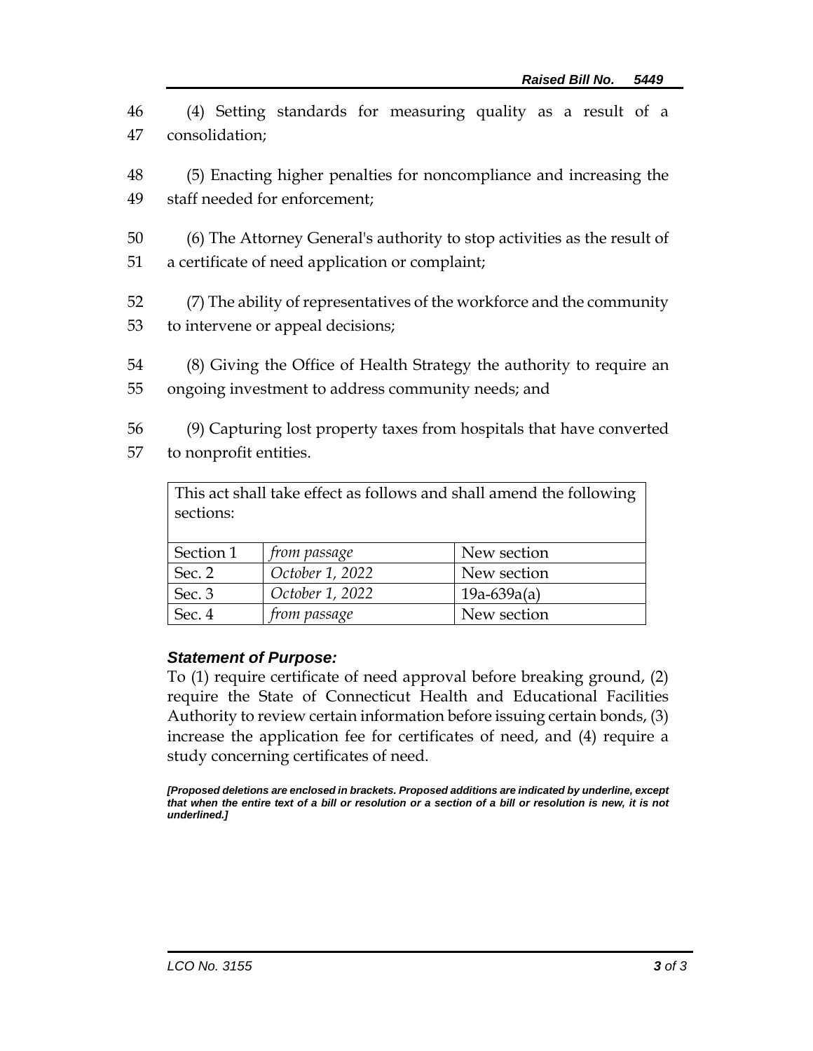(4) Setting standards for measuring quality as a result of a consolidation;

(5) Enacting higher penalties for noncompliance and increasing the staff needed for enforcement;

(6) The Attorney General's authority to stop activities as the result of a certificate of need application or complaint;

(7) The ability of representatives of the workforce and the community to intervene or appeal decisions;

(8) Giving the Office of Health Strategy the authority to require an ongoing investment to address community needs; and

(9) Capturing lost property taxes from hospitals that have converted to nonprofit entities.

| This act shall take effect as follows and shall amend the following sections: | | |
|---|---|---|
| Section 1 | *from passage* | New section |
| Sec. 2 | *October 1, 2022* | New section |
| Sec. 3 | *October 1, 2022* | 19a-639a(a) |
| Sec. 4 | *from passage* | New section |

### *Statement of Purpose:*

To (1) require certificate of need approval before breaking ground, (2) require the State of Connecticut Health and Educational Facilities Authority to review certain information before issuing certain bonds, (3) increase the application fee for certificates of need, and (4) require a study concerning certificates of need.

***[Proposed deletions are enclosed in brackets. Proposed additions are indicated by underline, except that when the entire text of a bill or resolution or a section of a bill or resolution is new, it is not underlined.]***